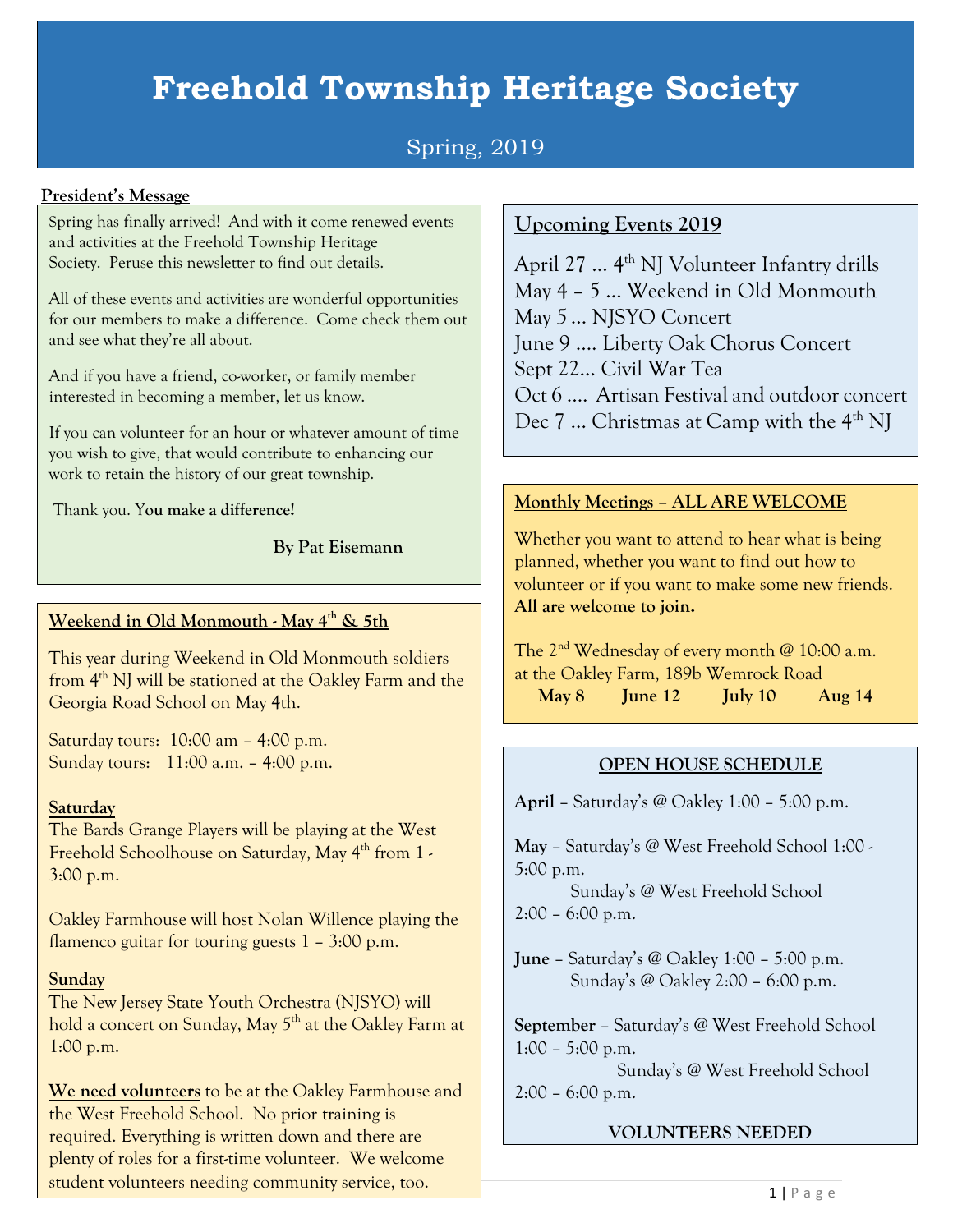# Freehold Township Heritage Society

Spring, 2019

**President's Message**

Spring has finally arrived! And with it come renewed events and activities at the Freehold Township Heritage Society. Peruse this newsletter to find out details.

All of these events and activities are wonderful opportunities for our members to make a difference. Come check them out and see what they're all about.

And if you have a friend, co-worker, or family member interested in becoming a member, let us know.

If you can volunteer for an hour or whatever amount of time you wish to give, that would contribute to enhancing our work to retain the history of our great township.

Thank you. **You make a difference!**

**By Pat Eisemann**

## Weekend in Old Monmouth - May 4th & 5th

This year during Weekend in Old Monmouth soldiers from 4th NJ will be stationed at the Oakley Farm and the Georgia Road School on May 4th.

Saturday tours: 10:00 am – 4:00 p.m.
Sunday tours: 11:00 a.m. – 4:00 p.m.

**Saturday**

The Bards Grange Players will be playing at the West Freehold Schoolhouse on Saturday, May 4th from 1 - 3:00 p.m.

Oakley Farmhouse will host Nolan Willence playing the flamenco guitar for touring guests 1 – 3:00 p.m.

**Sunday**

The New Jersey State Youth Orchestra (NJSYO) will hold a concert on Sunday, May 5th at the Oakley Farm at 1:00 p.m.

**We need volunteers** to be at the Oakley Farmhouse and the West Freehold School. No prior training is required. Everything is written down and there are plenty of roles for a first-time volunteer. We welcome student volunteers needing community service, too.

## Upcoming Events 2019

April 27 … 4th NJ Volunteer Infantry drills
May 4 – 5 … Weekend in Old Monmouth
May 5 … NJSYO Concert
June 9 …. Liberty Oak Chorus Concert
Sept 22… Civil War Tea
Oct 6 …. Artisan Festival and outdoor concert
Dec 7 … Christmas at Camp with the 4th NJ

## Monthly Meetings – ALL ARE WELCOME

Whether you want to attend to hear what is being planned, whether you want to find out how to volunteer or if you want to make some new friends. **All are welcome to join.**

The 2nd Wednesday of every month @ 10:00 a.m. at the Oakley Farm, 189b Wemrock Road

**May 8 June 12 July 10 Aug 14**

## OPEN HOUSE SCHEDULE

**April** – Saturday's @ Oakley 1:00 – 5:00 p.m.

**May** – Saturday's @ West Freehold School 1:00 - 5:00 p.m.
Sunday's @ West Freehold School 2:00 – 6:00 p.m.

**June** – Saturday's @ Oakley 1:00 – 5:00 p.m.
Sunday's @ Oakley 2:00 – 6:00 p.m.

**September** – Saturday's @ West Freehold School 1:00 – 5:00 p.m.
Sunday's @ West Freehold School 2:00 – 6:00 p.m.

**VOLUNTEERS NEEDED**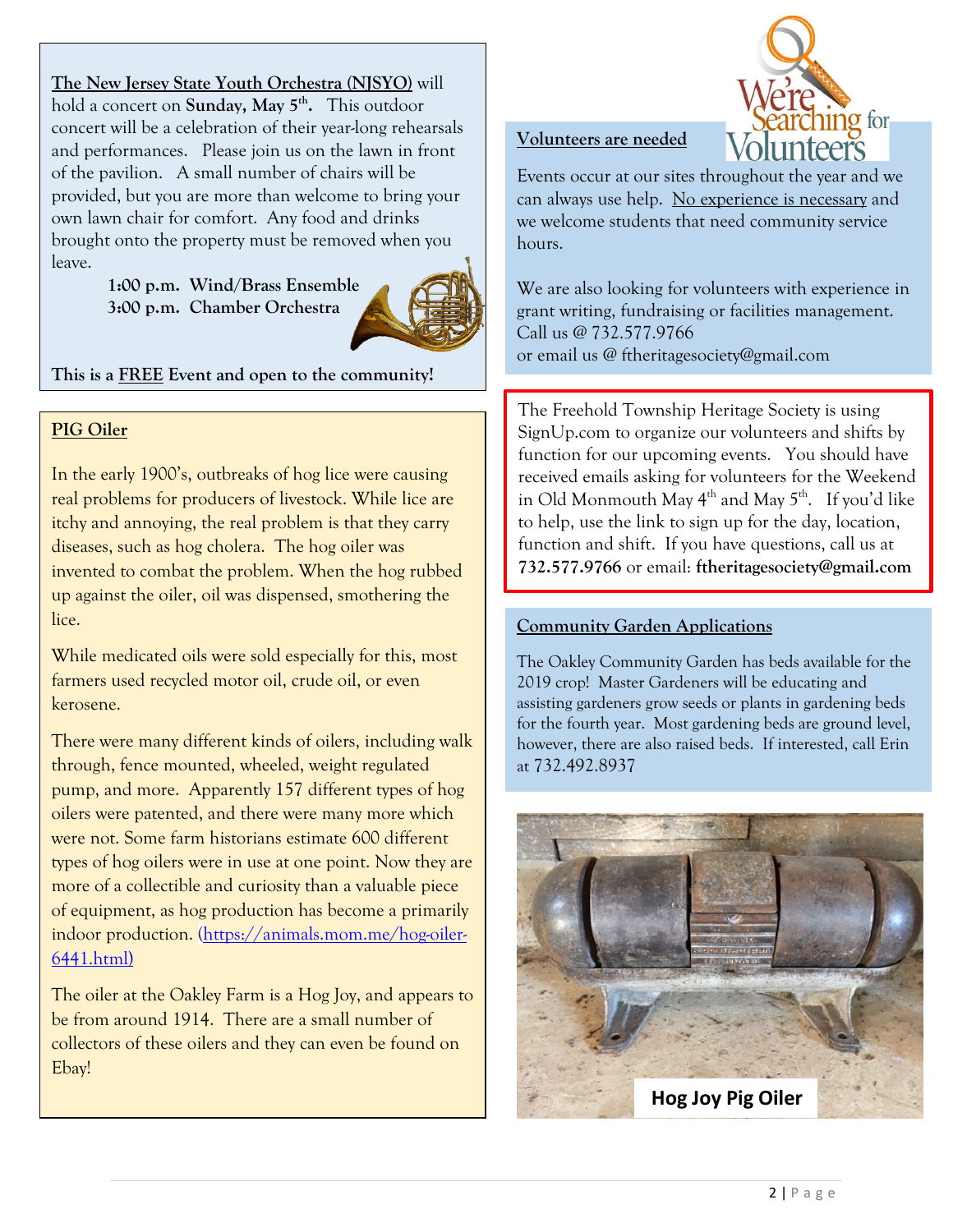**The New Jersey State Youth Orchestra (NJSYO)** will hold a concert on **Sunday, May 5th.** This outdoor concert will be a celebration of their year-long rehearsals and performances. Please join us on the lawn in front of the pavilion. A small number of chairs will be provided, but you are more than welcome to bring your own lawn chair for comfort. Any food and drinks brought onto the property must be removed when you leave.

**1:00 p.m. Wind/Brass Ensemble**
**3:00 p.m. Chamber Orchestra**

**This is a FREE Event and open to the community!**

## PIG Oiler

In the early 1900's, outbreaks of hog lice were causing real problems for producers of livestock. While lice are itchy and annoying, the real problem is that they carry diseases, such as hog cholera. The hog oiler was invented to combat the problem. When the hog rubbed up against the oiler, oil was dispensed, smothering the lice.

While medicated oils were sold especially for this, most farmers used recycled motor oil, crude oil, or even kerosene.

There were many different kinds of oilers, including walk through, fence mounted, wheeled, weight regulated pump, and more. Apparently 157 different types of hog oilers were patented, and there were many more which were not. Some farm historians estimate 600 different types of hog oilers were in use at one point. Now they are more of a collectible and curiosity than a valuable piece of equipment, as hog production has become a primarily indoor production. (https://animals.mom.me/hog-oiler-6441.html)

The oiler at the Oakley Farm is a Hog Joy, and appears to be from around 1914. There are a small number of collectors of these oilers and they can even be found on Ebay!

## Volunteers are needed

We're Searching for Volunteers

Events occur at our sites throughout the year and we can always use help. No experience is necessary and we welcome students that need community service hours.

We are also looking for volunteers with experience in grant writing, fundraising or facilities management. Call us @ 732.577.9766 or email us @ ftheritagesociety@gmail.com

The Freehold Township Heritage Society is using SignUp.com to organize our volunteers and shifts by function for our upcoming events. You should have received emails asking for volunteers for the Weekend in Old Monmouth May 4th and May 5th. If you'd like to help, use the link to sign up for the day, location, function and shift. If you have questions, call us at **732.577.9766** or email: **ftheritagesociety@gmail.com**

## Community Garden Applications

The Oakley Community Garden has beds available for the 2019 crop! Master Gardeners will be educating and assisting gardeners grow seeds or plants in gardening beds for the fourth year. Most gardening beds are ground level, however, there are also raised beds. If interested, call Erin at 732.492.8937

Hog Joy Pig Oiler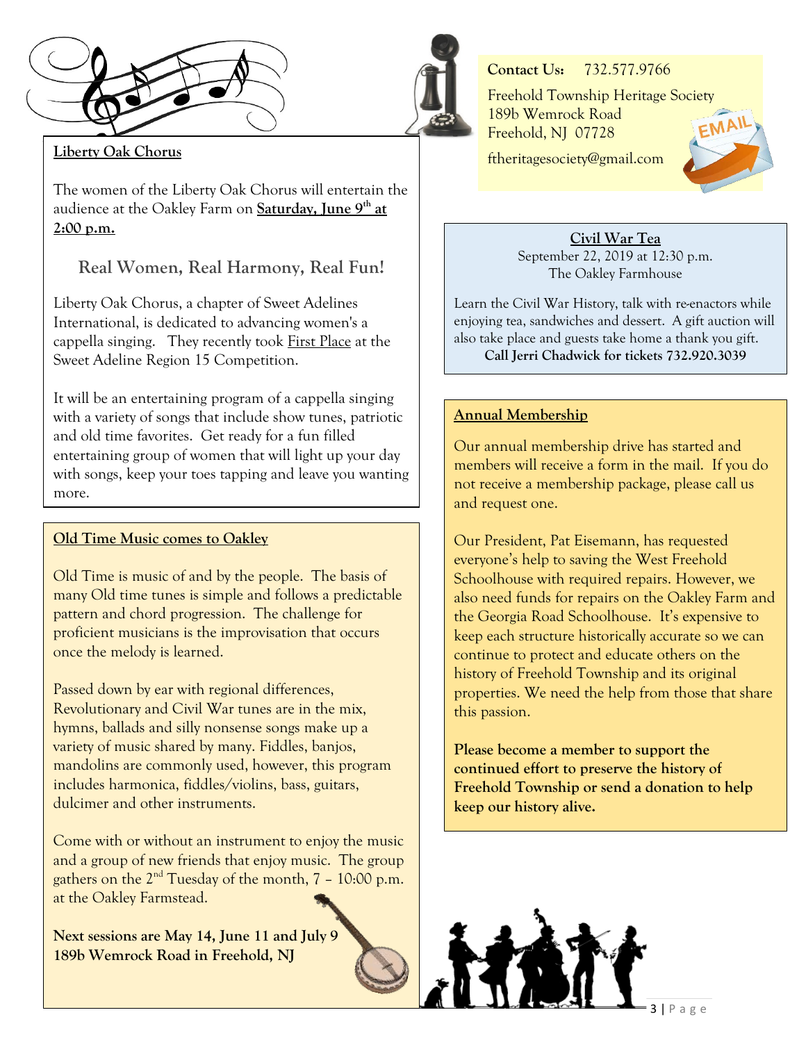## Liberty Oak Chorus

The women of the Liberty Oak Chorus will entertain the audience at the Oakley Farm on **Saturday, June 9th at 2:00 p.m.**

### Real Women, Real Harmony, Real Fun!

Liberty Oak Chorus, a chapter of Sweet Adelines International, is dedicated to advancing women's a cappella singing. They recently took First Place at the Sweet Adeline Region 15 Competition.

It will be an entertaining program of a cappella singing with a variety of songs that include show tunes, patriotic and old time favorites. Get ready for a fun filled entertaining group of women that will light up your day with songs, keep your toes tapping and leave you wanting more.

## Old Time Music comes to Oakley

Old Time is music of and by the people. The basis of many Old time tunes is simple and follows a predictable pattern and chord progression. The challenge for proficient musicians is the improvisation that occurs once the melody is learned.

Passed down by ear with regional differences, Revolutionary and Civil War tunes are in the mix, hymns, ballads and silly nonsense songs make up a variety of music shared by many. Fiddles, banjos, mandolins are commonly used, however, this program includes harmonica, fiddles/violins, bass, guitars, dulcimer and other instruments.

Come with or without an instrument to enjoy the music and a group of new friends that enjoy music. The group gathers on the 2nd Tuesday of the month, 7 – 10:00 p.m. at the Oakley Farmstead.

**Next sessions are May 14, June 11 and July 9**
**189b Wemrock Road in Freehold, NJ**

**Contact Us:** 732.577.9766

Freehold Township Heritage Society
189b Wemrock Road
Freehold, NJ 07728

ftheritagesociety@gmail.com

## Civil War Tea

September 22, 2019 at 12:30 p.m.
The Oakley Farmhouse

Learn the Civil War History, talk with re-enactors while enjoying tea, sandwiches and dessert. A gift auction will also take place and guests take home a thank you gift.
**Call Jerri Chadwick for tickets 732.920.3039**

## Annual Membership

Our annual membership drive has started and members will receive a form in the mail. If you do not receive a membership package, please call us and request one.

Our President, Pat Eisemann, has requested everyone's help to saving the West Freehold Schoolhouse with required repairs. However, we also need funds for repairs on the Oakley Farm and the Georgia Road Schoolhouse. It's expensive to keep each structure historically accurate so we can continue to protect and educate others on the history of Freehold Township and its original properties. We need the help from those that share this passion.

**Please become a member to support the continued effort to preserve the history of Freehold Township or send a donation to help keep our history alive.**